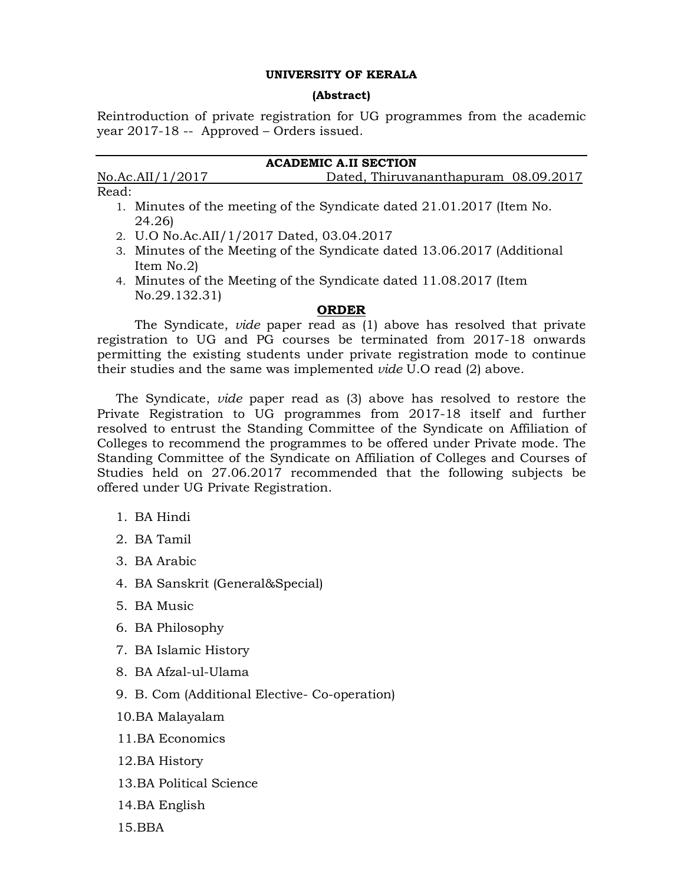**UNIVERSITY OF KERALA**

**(Abstract)**

Reintroduction of private registration for UG programmes from the academic year 2017-18 -- Approved – Orders issued.

**ACADEMIC A.II SECTION**

No.Ac.AII/1/2017 Dated, Thiruvananthapuram 08.09.2017

Read:

1. Minutes of the meeting of the Syndicate dated 21.01.2017 (Item No. 24.26)
2. U.O No.Ac.AII/1/2017 Dated, 03.04.2017
3. Minutes of the Meeting of the Syndicate dated 13.06.2017 (Additional Item No.2)
4. Minutes of the Meeting of the Syndicate dated 11.08.2017 (Item No.29.132.31)

**ORDER**

The Syndicate, *vide* paper read as (1) above has resolved that private registration to UG and PG courses be terminated from 2017-18 onwards permitting the existing students under private registration mode to continue their studies and the same was implemented *vide* U.O read (2) above.

The Syndicate, *vide* paper read as (3) above has resolved to restore the Private Registration to UG programmes from 2017-18 itself and further resolved to entrust the Standing Committee of the Syndicate on Affiliation of Colleges to recommend the programmes to be offered under Private mode. The Standing Committee of the Syndicate on Affiliation of Colleges and Courses of Studies held on 27.06.2017 recommended that the following subjects be offered under UG Private Registration.

1. BA Hindi
2. BA Tamil
3. BA Arabic
4. BA Sanskrit (General&Special)
5. BA Music
6. BA Philosophy
7. BA Islamic History
8. BA Afzal-ul-Ulama
9. B. Com (Additional Elective- Co-operation)
10. BA Malayalam
11. BA Economics
12. BA History
13. BA Political Science
14. BA English
15. BBA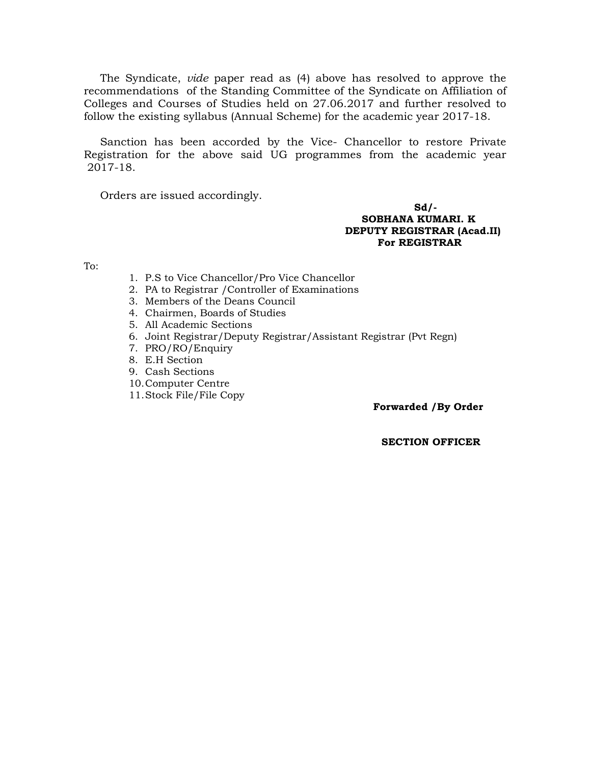The Syndicate, *vide* paper read as (4) above has resolved to approve the recommendations of the Standing Committee of the Syndicate on Affiliation of Colleges and Courses of Studies held on 27.06.2017 and further resolved to follow the existing syllabus (Annual Scheme) for the academic year 2017-18.

Sanction has been accorded by the Vice- Chancellor to restore Private Registration for the above said UG programmes from the academic year 2017-18.

Orders are issued accordingly.

**Sd/-**
**SOBHANA KUMARI. K**
**DEPUTY REGISTRAR (Acad.II)**
**For REGISTRAR**

To:

1. P.S to Vice Chancellor/Pro Vice Chancellor
2. PA to Registrar /Controller of Examinations
3. Members of the Deans Council
4. Chairmen, Boards of Studies
5. All Academic Sections
6. Joint Registrar/Deputy Registrar/Assistant Registrar (Pvt Regn)
7. PRO/RO/Enquiry
8. E.H Section
9. Cash Sections
10. Computer Centre
11. Stock File/File Copy

**Forwarded /By Order**

**SECTION OFFICER**